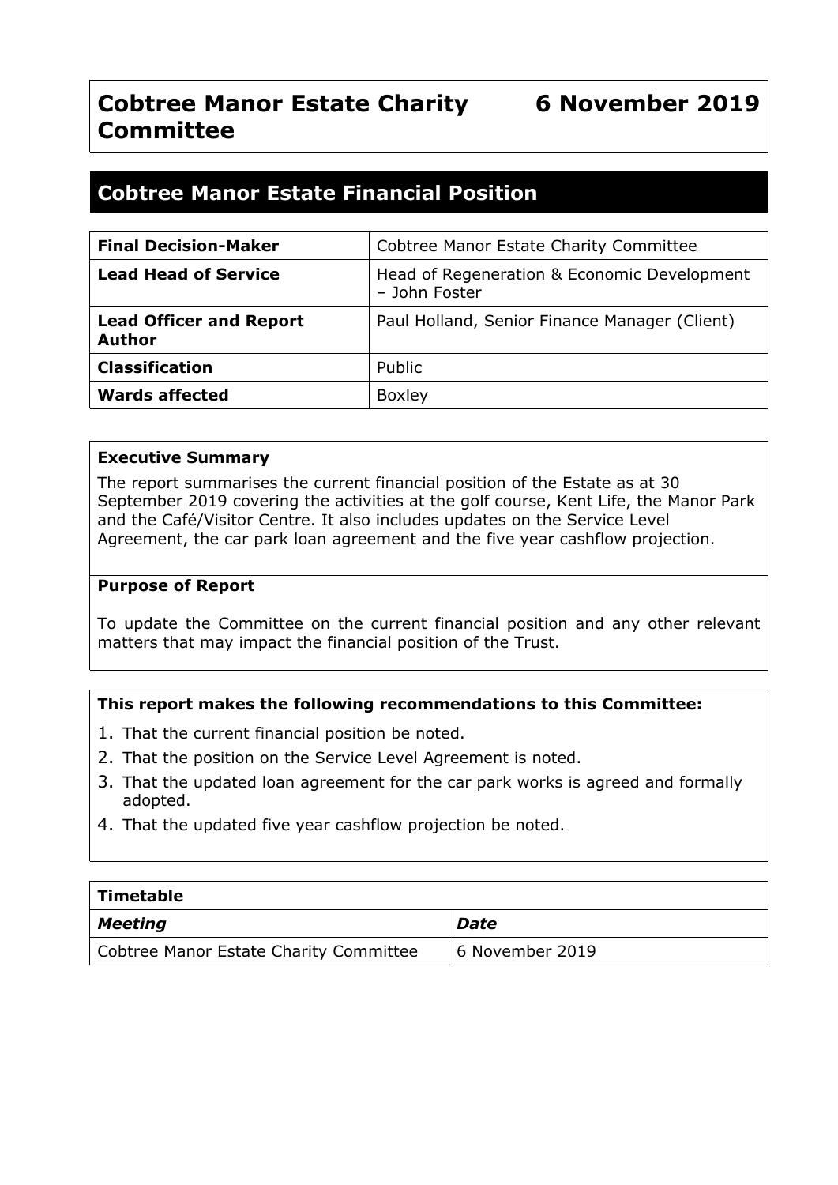# Cobtree Manor Estate Charity Committee — 6 November 2019

## Cobtree Manor Estate Financial Position

| | |
|---|---|
| **Final Decision-Maker** | Cobtree Manor Estate Charity Committee |
| **Lead Head of Service** | Head of Regeneration & Economic Development – John Foster |
| **Lead Officer and Report Author** | Paul Holland, Senior Finance Manager (Client) |
| **Classification** | Public |
| **Wards affected** | Boxley |

**Executive Summary**

The report summarises the current financial position of the Estate as at 30 September 2019 covering the activities at the golf course, Kent Life, the Manor Park and the Café/Visitor Centre. It also includes updates on the Service Level Agreement, the car park loan agreement and the five year cashflow projection.

**Purpose of Report**

To update the Committee on the current financial position and any other relevant matters that may impact the financial position of the Trust.

**This report makes the following recommendations to this Committee:**

1. That the current financial position be noted.
2. That the position on the Service Level Agreement is noted.
3. That the updated loan agreement for the car park works is agreed and formally adopted.
4. That the updated five year cashflow projection be noted.

| **Timetable** | |
|---|---|
| ***Meeting*** | ***Date*** |
| Cobtree Manor Estate Charity Committee | 6 November 2019 |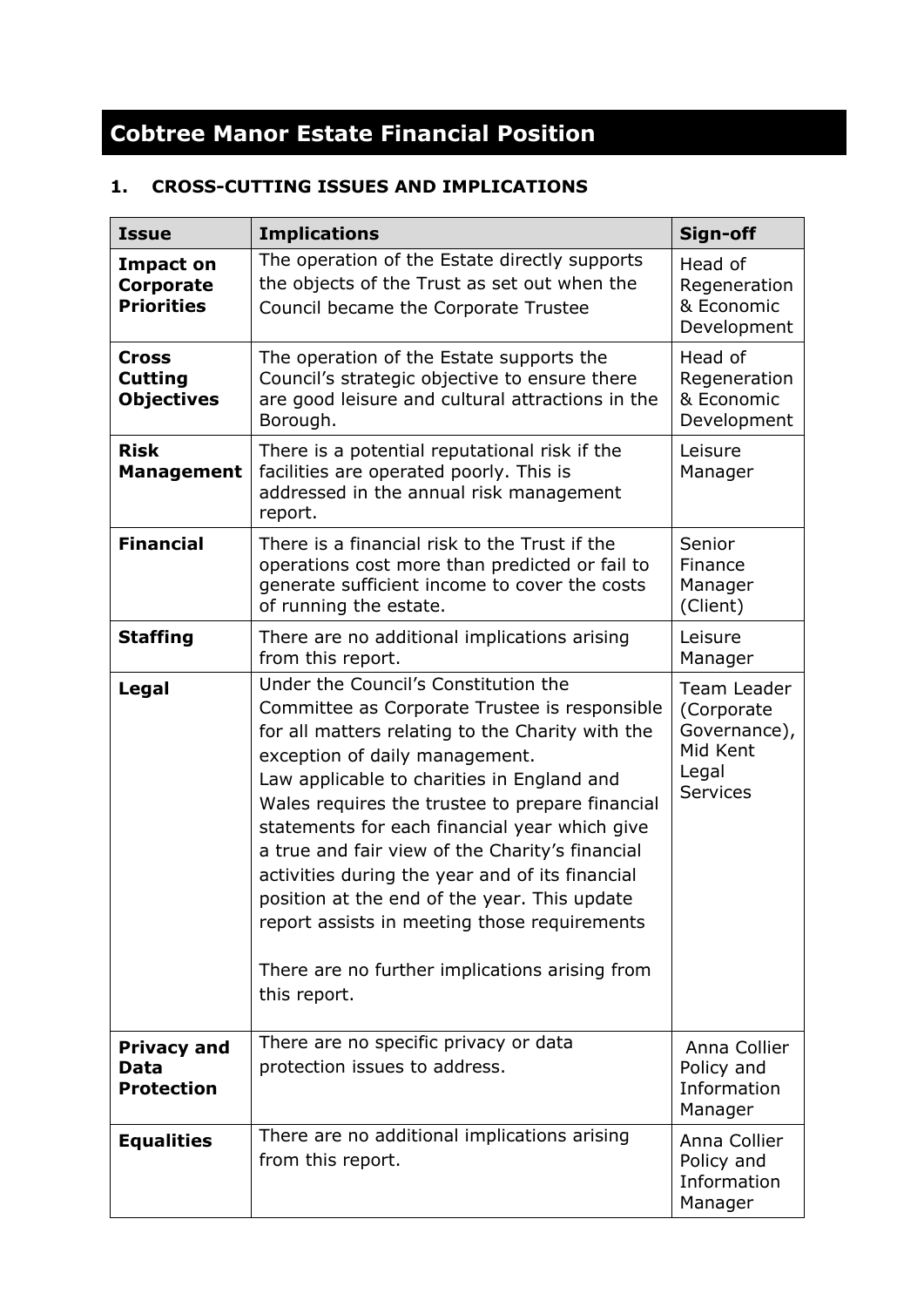# Cobtree Manor Estate Financial Position

## 1. CROSS-CUTTING ISSUES AND IMPLICATIONS

| Issue | Implications | Sign-off |
|---|---|---|
| **Impact on Corporate Priorities** | The operation of the Estate directly supports the objects of the Trust as set out when the Council became the Corporate Trustee | Head of Regeneration & Economic Development |
| **Cross Cutting Objectives** | The operation of the Estate supports the Council's strategic objective to ensure there are good leisure and cultural attractions in the Borough. | Head of Regeneration & Economic Development |
| **Risk Management** | There is a potential reputational risk if the facilities are operated poorly. This is addressed in the annual risk management report. | Leisure Manager |
| **Financial** | There is a financial risk to the Trust if the operations cost more than predicted or fail to generate sufficient income to cover the costs of running the estate. | Senior Finance Manager (Client) |
| **Staffing** | There are no additional implications arising from this report. | Leisure Manager |
| **Legal** | Under the Council's Constitution the Committee as Corporate Trustee is responsible for all matters relating to the Charity with the exception of daily management.<br>Law applicable to charities in England and Wales requires the trustee to prepare financial statements for each financial year which give a true and fair view of the Charity's financial activities during the year and of its financial position at the end of the year. This update report assists in meeting those requirements<br><br>There are no further implications arising from this report. | Team Leader (Corporate Governance), Mid Kent Legal Services |
| **Privacy and Data Protection** | There are no specific privacy or data protection issues to address. | Anna Collier Policy and Information Manager |
| **Equalities** | There are no additional implications arising from this report. | Anna Collier Policy and Information Manager |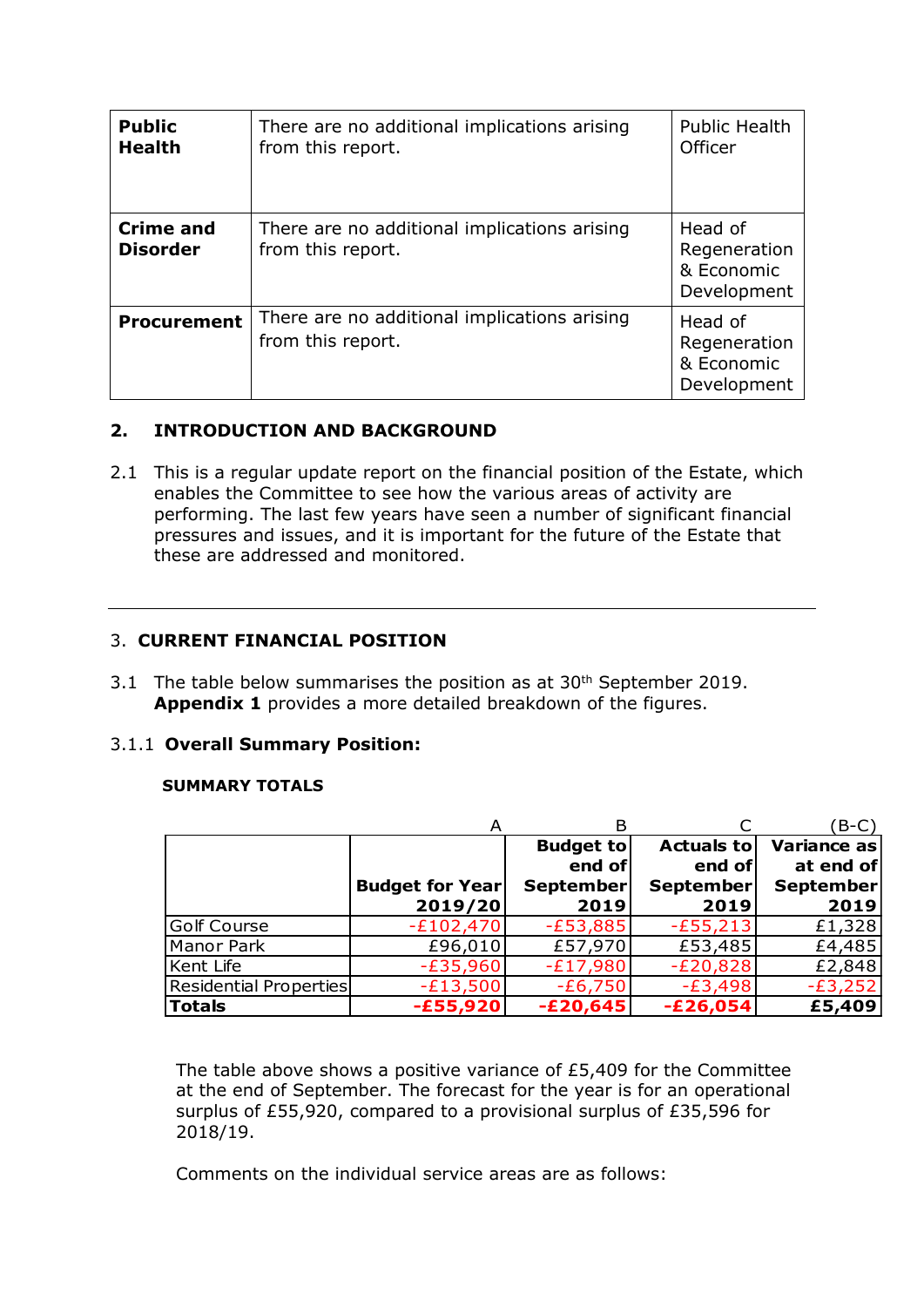| **Public Health** | There are no additional implications arising from this report. | Public Health Officer |
|---|---|---|
| **Crime and Disorder** | There are no additional implications arising from this report. | Head of Regeneration & Economic Development |
| **Procurement** | There are no additional implications arising from this report. | Head of Regeneration & Economic Development |

## 2. INTRODUCTION AND BACKGROUND

2.1 This is a regular update report on the financial position of the Estate, which enables the Committee to see how the various areas of activity are performing. The last few years have seen a number of significant financial pressures and issues, and it is important for the future of the Estate that these are addressed and monitored.

---

## 3. CURRENT FINANCIAL POSITION

3.1 The table below summarises the position as at 30th September 2019. **Appendix 1** provides a more detailed breakdown of the figures.

3.1.1 **Overall Summary Position:**

**SUMMARY TOTALS**

| | A | B | C | (B-C) |
|---|---|---|---|---|
| | **Budget for Year 2019/20** | **Budget to end of September 2019** | **Actuals to end of September 2019** | **Variance as at end of September 2019** |
| Golf Course | -£102,470 | -£53,885 | -£55,213 | £1,328 |
| Manor Park | £96,010 | £57,970 | £53,485 | £4,485 |
| Kent Life | -£35,960 | -£17,980 | -£20,828 | £2,848 |
| Residential Properties | -£13,500 | -£6,750 | -£3,498 | -£3,252 |
| **Totals** | **-£55,920** | **-£20,645** | **-£26,054** | **£5,409** |

The table above shows a positive variance of £5,409 for the Committee at the end of September. The forecast for the year is for an operational surplus of £55,920, compared to a provisional surplus of £35,596 for 2018/19.

Comments on the individual service areas are as follows: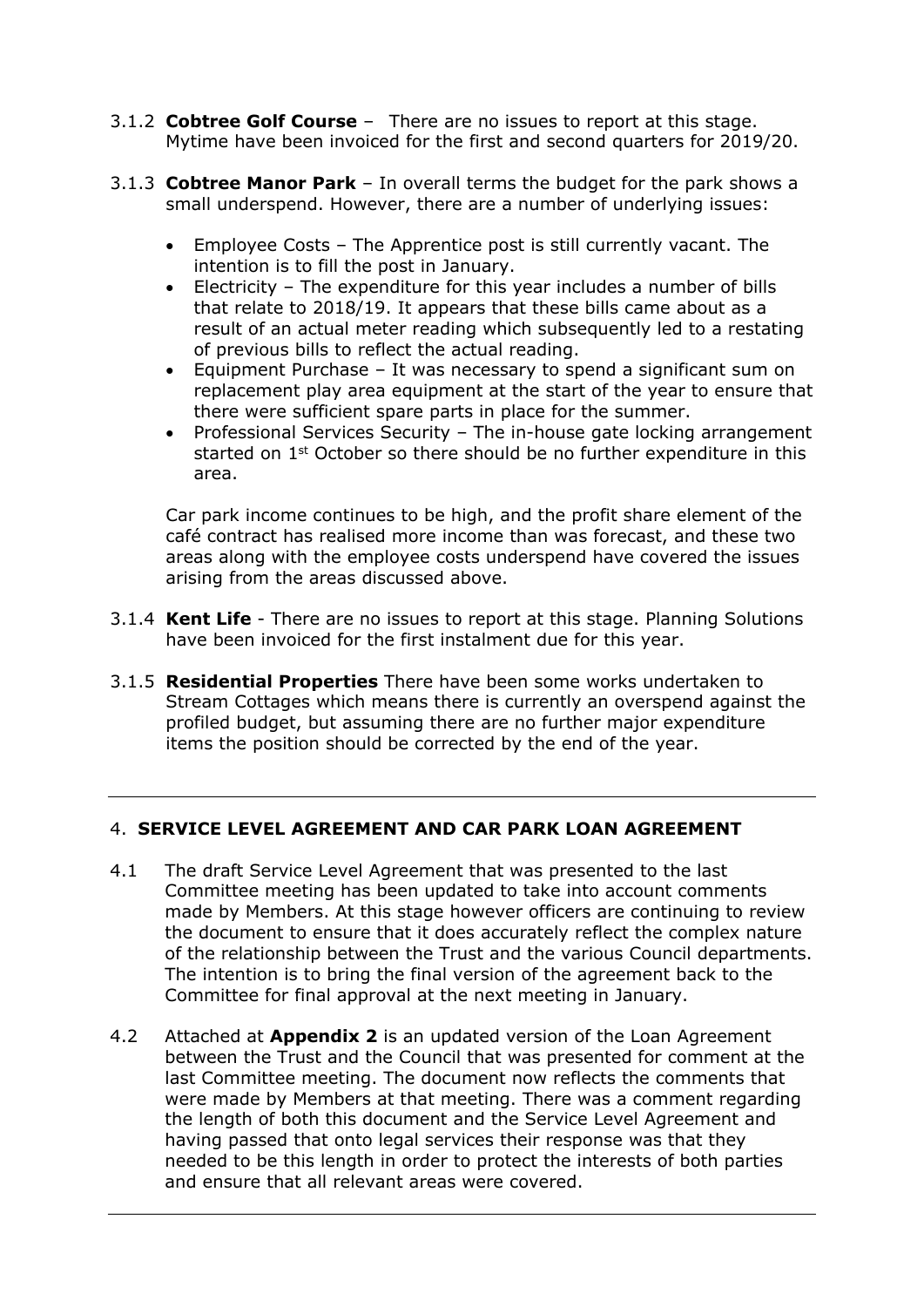3.1.2 **Cobtree Golf Course** – There are no issues to report at this stage. Mytime have been invoiced for the first and second quarters for 2019/20.

3.1.3 **Cobtree Manor Park** – In overall terms the budget for the park shows a small underspend. However, there are a number of underlying issues:

- Employee Costs – The Apprentice post is still currently vacant. The intention is to fill the post in January.
- Electricity – The expenditure for this year includes a number of bills that relate to 2018/19. It appears that these bills came about as a result of an actual meter reading which subsequently led to a restating of previous bills to reflect the actual reading.
- Equipment Purchase – It was necessary to spend a significant sum on replacement play area equipment at the start of the year to ensure that there were sufficient spare parts in place for the summer.
- Professional Services Security – The in-house gate locking arrangement started on 1st October so there should be no further expenditure in this area.

Car park income continues to be high, and the profit share element of the café contract has realised more income than was forecast, and these two areas along with the employee costs underspend have covered the issues arising from the areas discussed above.

3.1.4 **Kent Life** - There are no issues to report at this stage. Planning Solutions have been invoiced for the first instalment due for this year.

3.1.5 **Residential Properties** There have been some works undertaken to Stream Cottages which means there is currently an overspend against the profiled budget, but assuming there are no further major expenditure items the position should be corrected by the end of the year.

---

## 4. SERVICE LEVEL AGREEMENT AND CAR PARK LOAN AGREEMENT

4.1 The draft Service Level Agreement that was presented to the last Committee meeting has been updated to take into account comments made by Members. At this stage however officers are continuing to review the document to ensure that it does accurately reflect the complex nature of the relationship between the Trust and the various Council departments. The intention is to bring the final version of the agreement back to the Committee for final approval at the next meeting in January.

4.2 Attached at **Appendix 2** is an updated version of the Loan Agreement between the Trust and the Council that was presented for comment at the last Committee meeting. The document now reflects the comments that were made by Members at that meeting. There was a comment regarding the length of both this document and the Service Level Agreement and having passed that onto legal services their response was that they needed to be this length in order to protect the interests of both parties and ensure that all relevant areas were covered.

---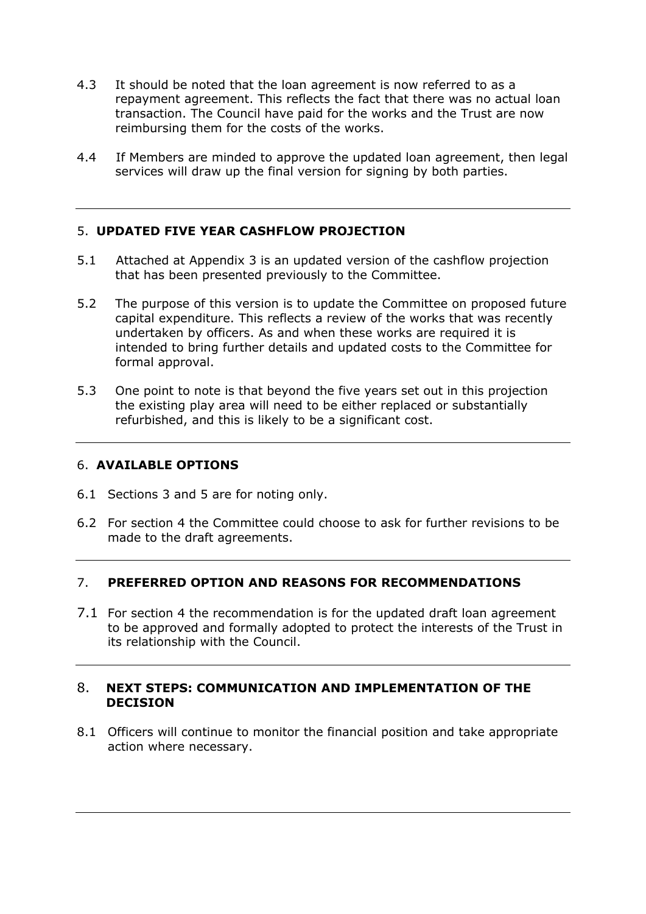4.3 It should be noted that the loan agreement is now referred to as a repayment agreement. This reflects the fact that there was no actual loan transaction. The Council have paid for the works and the Trust are now reimbursing them for the costs of the works.

4.4 If Members are minded to approve the updated loan agreement, then legal services will draw up the final version for signing by both parties.

---

## 5. UPDATED FIVE YEAR CASHFLOW PROJECTION

5.1 Attached at Appendix 3 is an updated version of the cashflow projection that has been presented previously to the Committee.

5.2 The purpose of this version is to update the Committee on proposed future capital expenditure. This reflects a review of the works that was recently undertaken by officers. As and when these works are required it is intended to bring further details and updated costs to the Committee for formal approval.

5.3 One point to note is that beyond the five years set out in this projection the existing play area will need to be either replaced or substantially refurbished, and this is likely to be a significant cost.

---

## 6. AVAILABLE OPTIONS

6.1 Sections 3 and 5 are for noting only.

6.2 For section 4 the Committee could choose to ask for further revisions to be made to the draft agreements.

---

## 7. PREFERRED OPTION AND REASONS FOR RECOMMENDATIONS

7.1 For section 4 the recommendation is for the updated draft loan agreement to be approved and formally adopted to protect the interests of the Trust in its relationship with the Council.

---

## 8. NEXT STEPS: COMMUNICATION AND IMPLEMENTATION OF THE DECISION

8.1 Officers will continue to monitor the financial position and take appropriate action where necessary.

---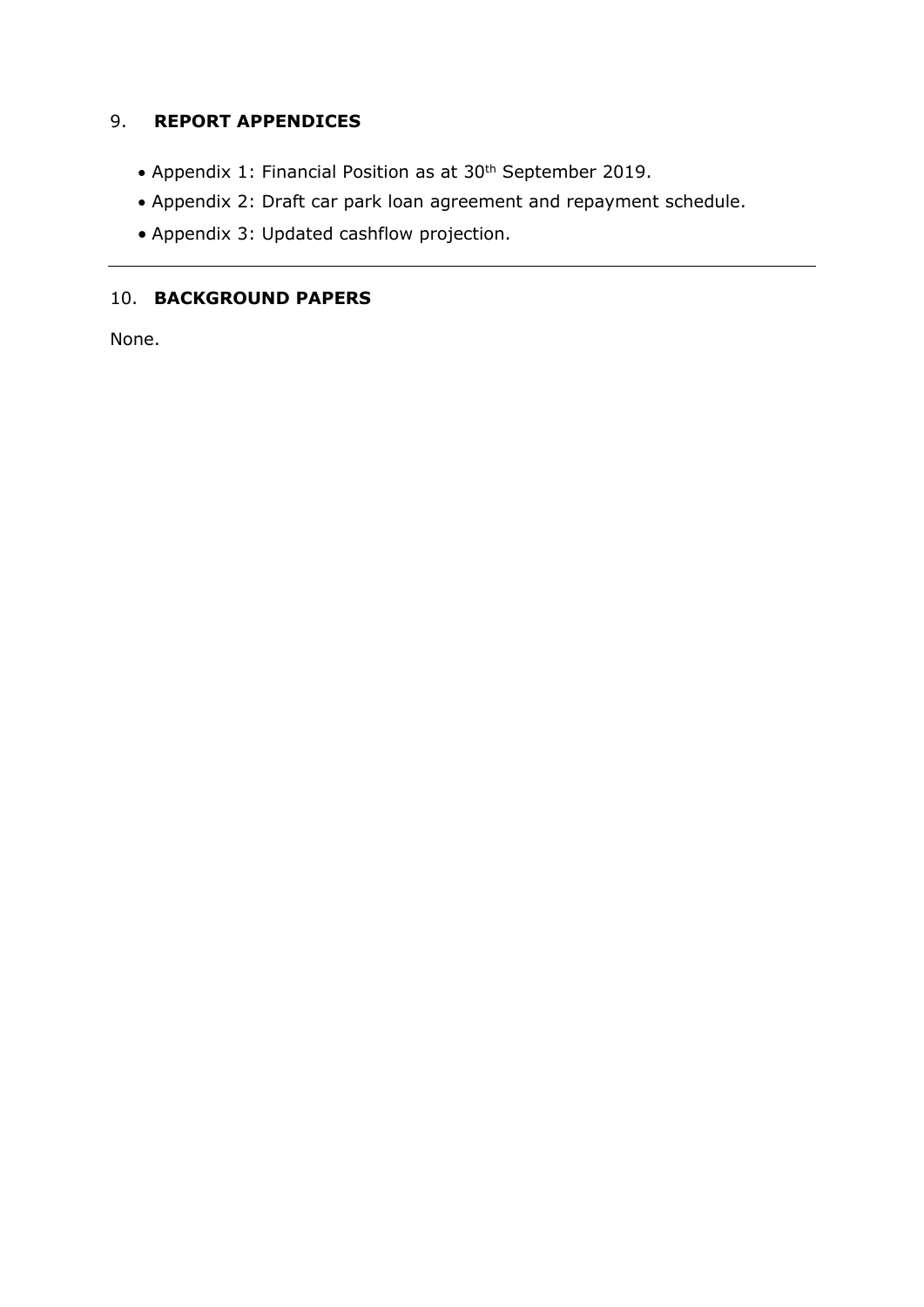## 9. **REPORT APPENDICES**

- Appendix 1: Financial Position as at 30th September 2019.
- Appendix 2: Draft car park loan agreement and repayment schedule.
- Appendix 3: Updated cashflow projection.

---

## 10. **BACKGROUND PAPERS**

None.